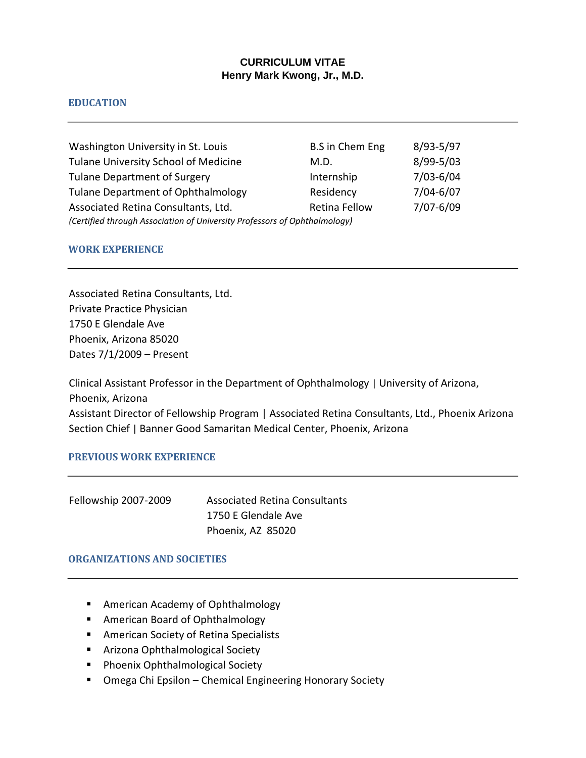# CURRICULUM VITAE
## Henry Mark Kwong, Jr., M.D.

## EDUCATION

| | | |
|---|---|---|
| Washington University in St. Louis | B.S in Chem Eng | 8/93-5/97 |
| Tulane University School of Medicine | M.D. | 8/99-5/03 |
| Tulane Department of Surgery | Internship | 7/03-6/04 |
| Tulane Department of Ophthalmology | Residency | 7/04-6/07 |
| Associated Retina Consultants, Ltd. | Retina Fellow | 7/07-6/09 |

*(Certified through Association of University Professors of Ophthalmology)*

## WORK EXPERIENCE

Associated Retina Consultants, Ltd.
Private Practice Physician
1750 E Glendale Ave
Phoenix, Arizona 85020
Dates 7/1/2009 – Present

Clinical Assistant Professor in the Department of Ophthalmology | University of Arizona, Phoenix, Arizona
Assistant Director of Fellowship Program | Associated Retina Consultants, Ltd., Phoenix Arizona
Section Chief | Banner Good Samaritan Medical Center, Phoenix, Arizona

## PREVIOUS WORK EXPERIENCE

Fellowship 2007-2009 — Associated Retina Consultants
1750 E Glendale Ave
Phoenix, AZ 85020

## ORGANIZATIONS AND SOCIETIES

- American Academy of Ophthalmology
- American Board of Ophthalmology
- American Society of Retina Specialists
- Arizona Ophthalmological Society
- Phoenix Ophthalmological Society
- Omega Chi Epsilon – Chemical Engineering Honorary Society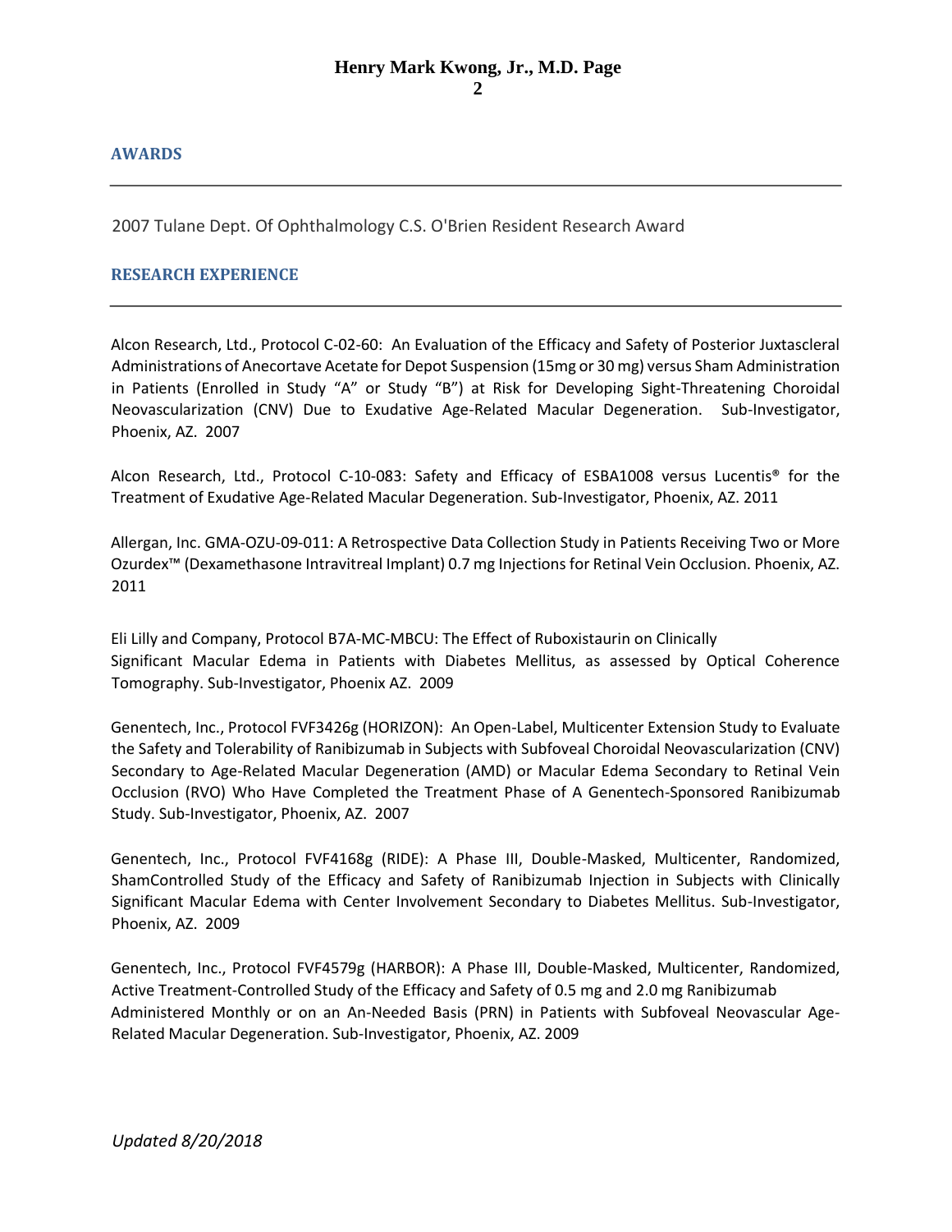## AWARDS

2007 Tulane Dept. Of Ophthalmology C.S. O'Brien Resident Research Award

## RESEARCH EXPERIENCE

Alcon Research, Ltd., Protocol C-02-60: An Evaluation of the Efficacy and Safety of Posterior Juxtascleral Administrations of Anecortave Acetate for Depot Suspension (15mg or 30 mg) versus Sham Administration in Patients (Enrolled in Study "A" or Study "B") at Risk for Developing Sight-Threatening Choroidal Neovascularization (CNV) Due to Exudative Age-Related Macular Degeneration. Sub-Investigator, Phoenix, AZ. 2007

Alcon Research, Ltd., Protocol C-10-083: Safety and Efficacy of ESBA1008 versus Lucentis® for the Treatment of Exudative Age-Related Macular Degeneration. Sub-Investigator, Phoenix, AZ. 2011

Allergan, Inc. GMA-OZU-09-011: A Retrospective Data Collection Study in Patients Receiving Two or More Ozurdex™ (Dexamethasone Intravitreal Implant) 0.7 mg Injections for Retinal Vein Occlusion. Phoenix, AZ. 2011

Eli Lilly and Company, Protocol B7A-MC-MBCU: The Effect of Ruboxistaurin on Clinically Significant Macular Edema in Patients with Diabetes Mellitus, as assessed by Optical Coherence Tomography. Sub-Investigator, Phoenix AZ. 2009

Genentech, Inc., Protocol FVF3426g (HORIZON): An Open-Label, Multicenter Extension Study to Evaluate the Safety and Tolerability of Ranibizumab in Subjects with Subfoveal Choroidal Neovascularization (CNV) Secondary to Age-Related Macular Degeneration (AMD) or Macular Edema Secondary to Retinal Vein Occlusion (RVO) Who Have Completed the Treatment Phase of A Genentech-Sponsored Ranibizumab Study. Sub-Investigator, Phoenix, AZ. 2007

Genentech, Inc., Protocol FVF4168g (RIDE): A Phase III, Double-Masked, Multicenter, Randomized, ShamControlled Study of the Efficacy and Safety of Ranibizumab Injection in Subjects with Clinically Significant Macular Edema with Center Involvement Secondary to Diabetes Mellitus. Sub-Investigator, Phoenix, AZ. 2009

Genentech, Inc., Protocol FVF4579g (HARBOR): A Phase III, Double-Masked, Multicenter, Randomized, Active Treatment-Controlled Study of the Efficacy and Safety of 0.5 mg and 2.0 mg Ranibizumab Administered Monthly or on an An-Needed Basis (PRN) in Patients with Subfoveal Neovascular Age-Related Macular Degeneration. Sub-Investigator, Phoenix, AZ. 2009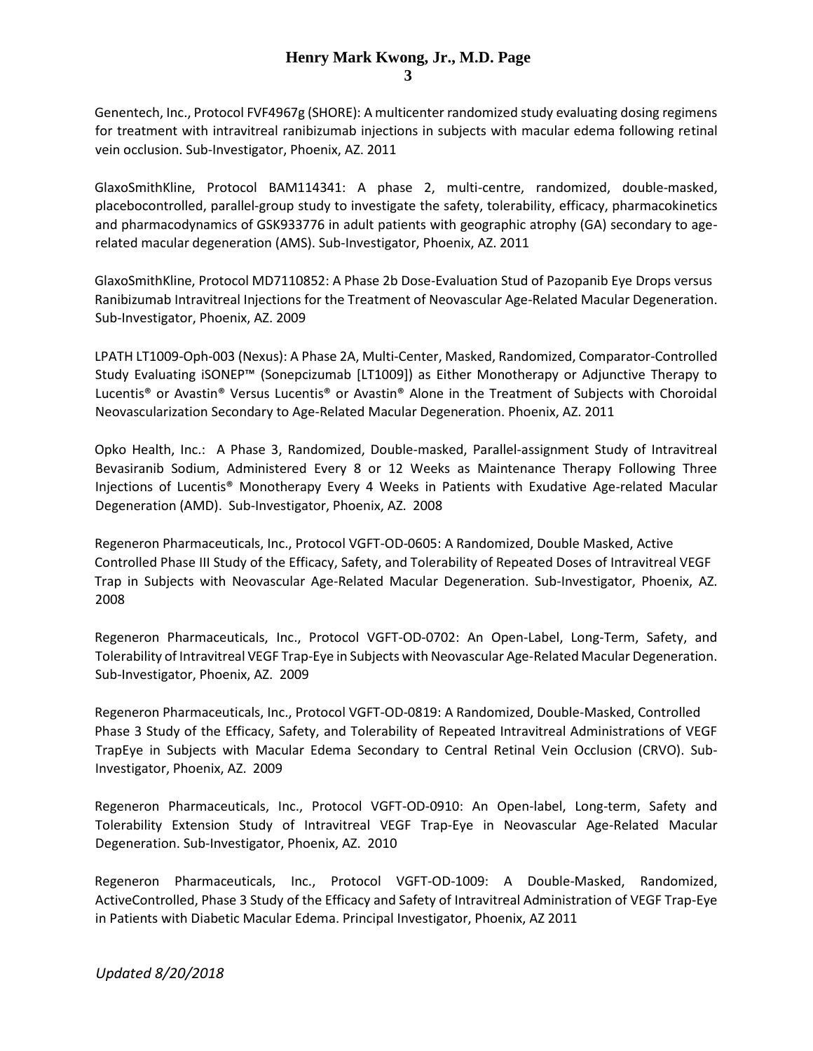Genentech, Inc., Protocol FVF4967g (SHORE): A multicenter randomized study evaluating dosing regimens for treatment with intravitreal ranibizumab injections in subjects with macular edema following retinal vein occlusion. Sub-Investigator, Phoenix, AZ. 2011

GlaxoSmithKline, Protocol BAM114341: A phase 2, multi-centre, randomized, double-masked, placebocontrolled, parallel-group study to investigate the safety, tolerability, efficacy, pharmacokinetics and pharmacodynamics of GSK933776 in adult patients with geographic atrophy (GA) secondary to age-related macular degeneration (AMS). Sub-Investigator, Phoenix, AZ. 2011

GlaxoSmithKline, Protocol MD7110852: A Phase 2b Dose-Evaluation Stud of Pazopanib Eye Drops versus Ranibizumab Intravitreal Injections for the Treatment of Neovascular Age-Related Macular Degeneration. Sub-Investigator, Phoenix, AZ. 2009

LPATH LT1009-Oph-003 (Nexus): A Phase 2A, Multi-Center, Masked, Randomized, Comparator-Controlled Study Evaluating iSONEP™ (Sonepcizumab [LT1009]) as Either Monotherapy or Adjunctive Therapy to Lucentis® or Avastin® Versus Lucentis® or Avastin® Alone in the Treatment of Subjects with Choroidal Neovascularization Secondary to Age-Related Macular Degeneration. Phoenix, AZ. 2011

Opko Health, Inc.: A Phase 3, Randomized, Double-masked, Parallel-assignment Study of Intravitreal Bevasiranib Sodium, Administered Every 8 or 12 Weeks as Maintenance Therapy Following Three Injections of Lucentis® Monotherapy Every 4 Weeks in Patients with Exudative Age-related Macular Degeneration (AMD). Sub-Investigator, Phoenix, AZ. 2008

Regeneron Pharmaceuticals, Inc., Protocol VGFT-OD-0605: A Randomized, Double Masked, Active Controlled Phase III Study of the Efficacy, Safety, and Tolerability of Repeated Doses of Intravitreal VEGF Trap in Subjects with Neovascular Age-Related Macular Degeneration. Sub-Investigator, Phoenix, AZ. 2008

Regeneron Pharmaceuticals, Inc., Protocol VGFT-OD-0702: An Open-Label, Long-Term, Safety, and Tolerability of Intravitreal VEGF Trap-Eye in Subjects with Neovascular Age-Related Macular Degeneration. Sub-Investigator, Phoenix, AZ. 2009

Regeneron Pharmaceuticals, Inc., Protocol VGFT-OD-0819: A Randomized, Double-Masked, Controlled Phase 3 Study of the Efficacy, Safety, and Tolerability of Repeated Intravitreal Administrations of VEGF TrapEye in Subjects with Macular Edema Secondary to Central Retinal Vein Occlusion (CRVO). Sub-Investigator, Phoenix, AZ. 2009

Regeneron Pharmaceuticals, Inc., Protocol VGFT-OD-0910: An Open-label, Long-term, Safety and Tolerability Extension Study of Intravitreal VEGF Trap-Eye in Neovascular Age-Related Macular Degeneration. Sub-Investigator, Phoenix, AZ. 2010

Regeneron Pharmaceuticals, Inc., Protocol VGFT-OD-1009: A Double-Masked, Randomized, ActiveControlled, Phase 3 Study of the Efficacy and Safety of Intravitreal Administration of VEGF Trap-Eye in Patients with Diabetic Macular Edema. Principal Investigator, Phoenix, AZ 2011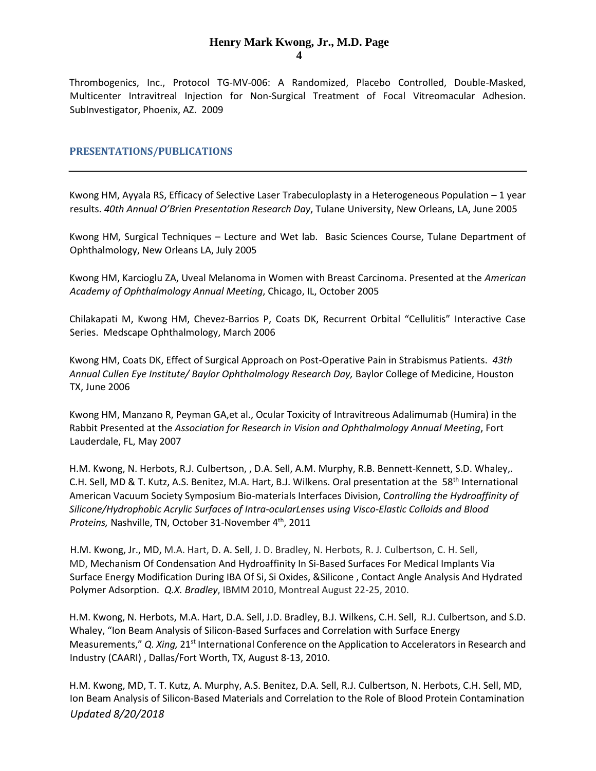Thrombogenics, Inc., Protocol TG-MV-006: A Randomized, Placebo Controlled, Double-Masked, Multicenter Intravitreal Injection for Non-Surgical Treatment of Focal Vitreomacular Adhesion. SubInvestigator, Phoenix, AZ. 2009

## PRESENTATIONS/PUBLICATIONS

---

Kwong HM, Ayyala RS, Efficacy of Selective Laser Trabeculoplasty in a Heterogeneous Population – 1 year results. *40th Annual O'Brien Presentation Research Day*, Tulane University, New Orleans, LA, June 2005

Kwong HM, Surgical Techniques – Lecture and Wet lab. Basic Sciences Course, Tulane Department of Ophthalmology, New Orleans LA, July 2005

Kwong HM, Karcioglu ZA, Uveal Melanoma in Women with Breast Carcinoma. Presented at the *American Academy of Ophthalmology Annual Meeting*, Chicago, IL, October 2005

Chilakapati M, Kwong HM, Chevez-Barrios P, Coats DK, Recurrent Orbital "Cellulitis" Interactive Case Series. Medscape Ophthalmology, March 2006

Kwong HM, Coats DK, Effect of Surgical Approach on Post-Operative Pain in Strabismus Patients. *43th Annual Cullen Eye Institute/ Baylor Ophthalmology Research Day,* Baylor College of Medicine, Houston TX, June 2006

Kwong HM, Manzano R, Peyman GA,et al., Ocular Toxicity of Intravitreous Adalimumab (Humira) in the Rabbit Presented at the *Association for Research in Vision and Ophthalmology Annual Meeting*, Fort Lauderdale, FL, May 2007

H.M. Kwong, N. Herbots, R.J. Culbertson, , D.A. Sell, A.M. Murphy, R.B. Bennett-Kennett, S.D. Whaley,. C.H. Sell, MD & T. Kutz, A.S. Benitez, M.A. Hart, B.J. Wilkens. Oral presentation at the 58th International American Vacuum Society Symposium Bio-materials Interfaces Division, C*ontrolling the Hydroaffinity of Silicone/Hydrophobic Acrylic Surfaces of Intra-ocularLenses using Visco-Elastic Colloids and Blood Proteins,* Nashville, TN, October 31-November 4th, 2011

H.M. Kwong, Jr., MD, M.A. Hart, D. A. Sell, J. D. Bradley, N. Herbots, R. J. Culbertson, C. H. Sell, MD, Mechanism Of Condensation And Hydroaffinity In Si-Based Surfaces For Medical Implants Via Surface Energy Modification During IBA Of Si, Si Oxides, &Silicone , Contact Angle Analysis And Hydrated Polymer Adsorption. *Q.X. Bradley*, IBMM 2010, Montreal August 22-25, 2010.

H.M. Kwong, N. Herbots, M.A. Hart, D.A. Sell, J.D. Bradley, B.J. Wilkens, C.H. Sell, R.J. Culbertson, and S.D. Whaley, "Ion Beam Analysis of Silicon-Based Surfaces and Correlation with Surface Energy Measurements," *Q. Xing,* 21st International Conference on the Application to Accelerators in Research and Industry (CAARI) , Dallas/Fort Worth, TX, August 8-13, 2010.

H.M. Kwong, MD, T. T. Kutz, A. Murphy, A.S. Benitez, D.A. Sell, R.J. Culbertson, N. Herbots, C.H. Sell, MD, Ion Beam Analysis of Silicon-Based Materials and Correlation to the Role of Blood Protein Contamination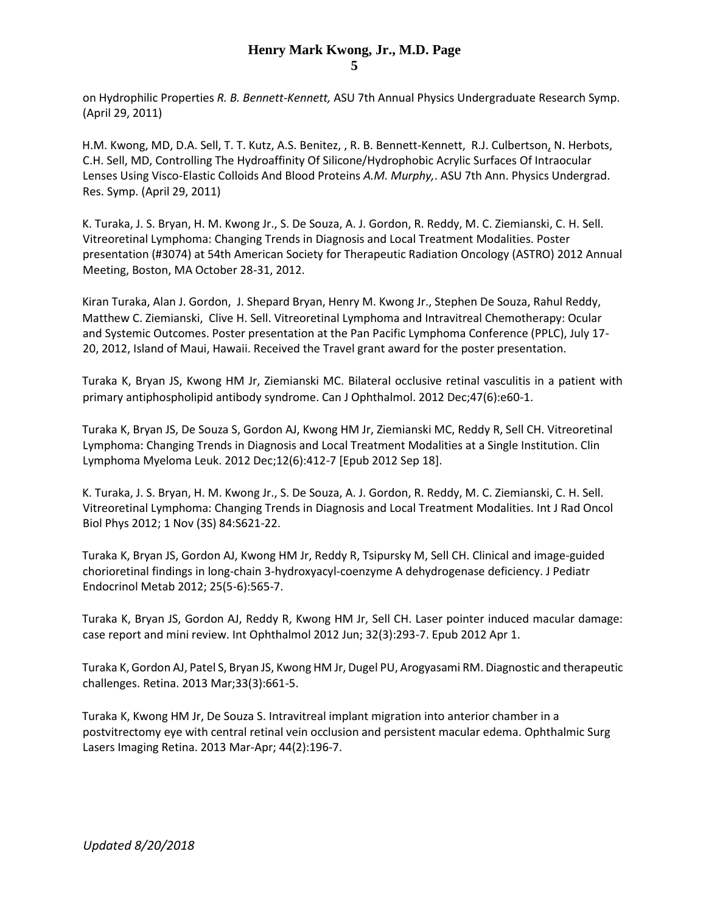on Hydrophilic Properties *R. B. Bennett-Kennett,* ASU 7th Annual Physics Undergraduate Research Symp. (April 29, 2011)

H.M. Kwong, MD, D.A. Sell, T. T. Kutz, A.S. Benitez, , R. B. Bennett-Kennett, R.J. Culbertson, N. Herbots, C.H. Sell, MD, Controlling The Hydroaffinity Of Silicone/Hydrophobic Acrylic Surfaces Of Intraocular Lenses Using Visco-Elastic Colloids And Blood Proteins *A.M. Murphy,*. ASU 7th Ann. Physics Undergrad. Res. Symp. (April 29, 2011)

K. Turaka, J. S. Bryan, H. M. Kwong Jr., S. De Souza, A. J. Gordon, R. Reddy, M. C. Ziemianski, C. H. Sell. Vitreoretinal Lymphoma: Changing Trends in Diagnosis and Local Treatment Modalities. Poster presentation (#3074) at 54th American Society for Therapeutic Radiation Oncology (ASTRO) 2012 Annual Meeting, Boston, MA October 28-31, 2012.

Kiran Turaka, Alan J. Gordon, J. Shepard Bryan, Henry M. Kwong Jr., Stephen De Souza, Rahul Reddy, Matthew C. Ziemianski, Clive H. Sell. Vitreoretinal Lymphoma and Intravitreal Chemotherapy: Ocular and Systemic Outcomes. Poster presentation at the Pan Pacific Lymphoma Conference (PPLC), July 17-20, 2012, Island of Maui, Hawaii. Received the Travel grant award for the poster presentation.

Turaka K, Bryan JS, Kwong HM Jr, Ziemianski MC. Bilateral occlusive retinal vasculitis in a patient with primary antiphospholipid antibody syndrome. Can J Ophthalmol. 2012 Dec;47(6):e60-1.

Turaka K, Bryan JS, De Souza S, Gordon AJ, Kwong HM Jr, Ziemianski MC, Reddy R, Sell CH. Vitreoretinal Lymphoma: Changing Trends in Diagnosis and Local Treatment Modalities at a Single Institution. Clin Lymphoma Myeloma Leuk. 2012 Dec;12(6):412-7 [Epub 2012 Sep 18].

K. Turaka, J. S. Bryan, H. M. Kwong Jr., S. De Souza, A. J. Gordon, R. Reddy, M. C. Ziemianski, C. H. Sell. Vitreoretinal Lymphoma: Changing Trends in Diagnosis and Local Treatment Modalities. Int J Rad Oncol Biol Phys 2012; 1 Nov (3S) 84:S621-22.

Turaka K, Bryan JS, Gordon AJ, Kwong HM Jr, Reddy R, Tsipursky M, Sell CH. Clinical and image-guided chorioretinal findings in long-chain 3-hydroxyacyl-coenzyme A dehydrogenase deficiency. J Pediatr Endocrinol Metab 2012; 25(5-6):565-7.

Turaka K, Bryan JS, Gordon AJ, Reddy R, Kwong HM Jr, Sell CH. Laser pointer induced macular damage: case report and mini review. Int Ophthalmol 2012 Jun; 32(3):293-7. Epub 2012 Apr 1.

Turaka K, Gordon AJ, Patel S, Bryan JS, Kwong HM Jr, Dugel PU, Arogyasami RM. Diagnostic and therapeutic challenges. Retina. 2013 Mar;33(3):661-5.

Turaka K, Kwong HM Jr, De Souza S. Intravitreal implant migration into anterior chamber in a postvitrectomy eye with central retinal vein occlusion and persistent macular edema. Ophthalmic Surg Lasers Imaging Retina. 2013 Mar-Apr; 44(2):196-7.

*Updated 8/20/2018*